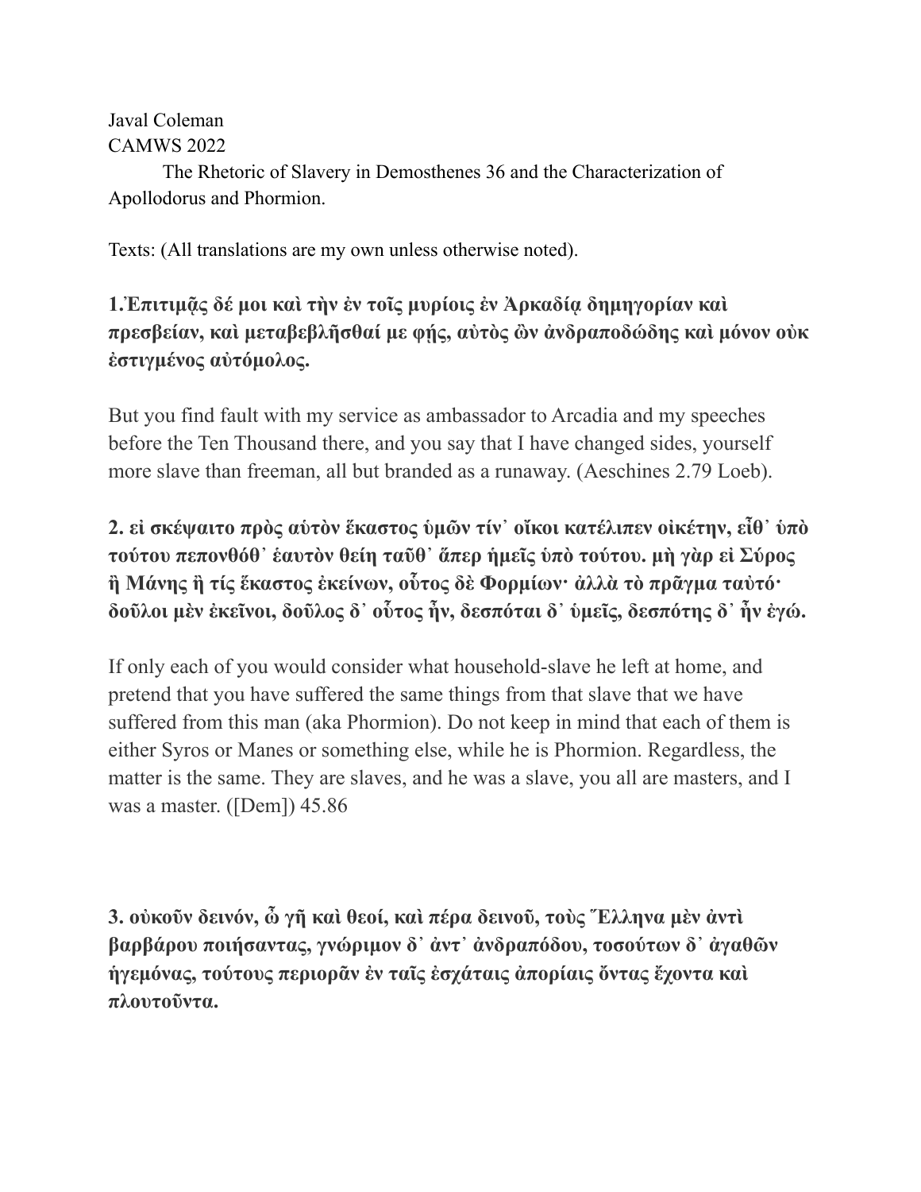Javal Coleman
CAMWS 2022

The Rhetoric of Slavery in Demosthenes 36 and the Characterization of Apollodorus and Phormion.

Texts: (All translations are my own unless otherwise noted).

**1.Ἐπιτιμᾷς δέ μοι καὶ τὴν ἐν τοῖς μυρίοις ἐν Ἀρκαδίᾳ δημηγορίαν καὶ πρεσβείαν, καὶ μεταβεβλῆσθαί με φῄς, αὐτὸς ὢν ἀνδραποδώδης καὶ μόνον οὐκ ἐστιγμένος αὐτόμολος.**

But you find fault with my service as ambassador to Arcadia and my speeches before the Ten Thousand there, and you say that I have changed sides, yourself more slave than freeman, all but branded as a runaway. (Aeschines 2.79 Loeb).

**2. εἰ σκέψαιτο πρὸς αὑτὸν ἕκαστος ὑμῶν τίν᾽ οἴκοι κατέλιπεν οἰκέτην, εἶθ᾽ ὑπὸ τούτου πεπονθόθ᾽ ἑαυτὸν θείη ταῦθ᾽ ἅπερ ἡμεῖς ὑπὸ τούτου. μὴ γὰρ εἰ Σύρος ἢ Μάνης ἢ τίς ἕκαστος ἐκείνων, οὗτος δὲ Φορμίων· ἀλλὰ τὸ πρᾶγμα ταὐτό· δοῦλοι μὲν ἐκεῖνοι, δοῦλος δ᾽ οὗτος ἦν, δεσπόται δ᾽ ὑμεῖς, δεσπότης δ᾽ ἦν ἐγώ.**

If only each of you would consider what household-slave he left at home, and pretend that you have suffered the same things from that slave that we have suffered from this man (aka Phormion). Do not keep in mind that each of them is either Syros or Manes or something else, while he is Phormion. Regardless, the matter is the same. They are slaves, and he was a slave, you all are masters, and I was a master. ([Dem]) 45.86

**3. οὐκοῦν δεινόν, ὦ γῆ καὶ θεοί, καὶ πέρα δεινοῦ, τοὺς Ἕλληνα μὲν ἀντὶ βαρβάρου ποιήσαντας, γνώριμον δ᾽ ἀντ᾽ ἀνδραπόδου, τοσούτων δ᾽ ἀγαθῶν ἡγεμόνας, τούτους περιορᾶν ἐν ταῖς ἐσχάταις ἀπορίαις ὄντας ἔχοντα καὶ πλουτοῦντα.**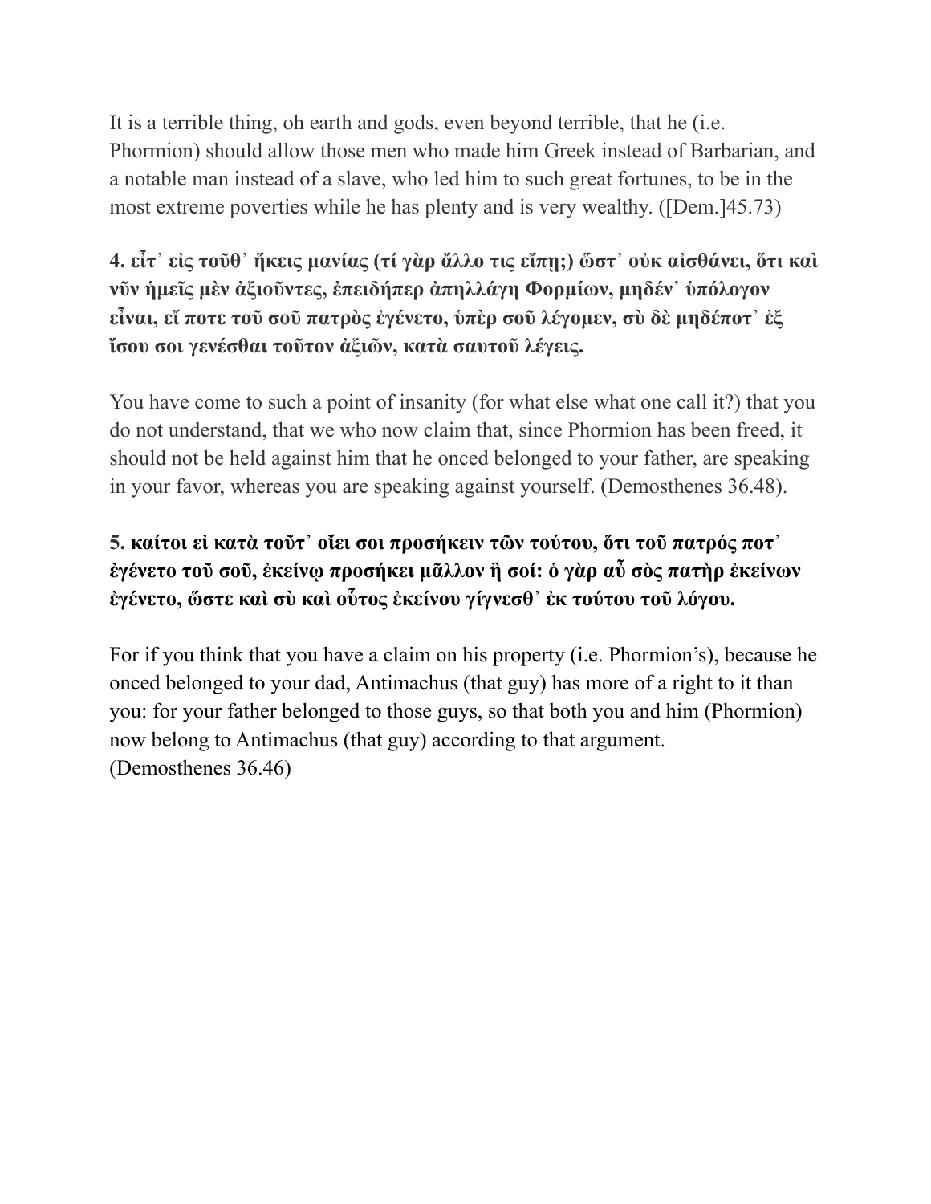It is a terrible thing, oh earth and gods, even beyond terrible, that he (i.e. Phormion) should allow those men who made him Greek instead of Barbarian, and a notable man instead of a slave, who led him to such great fortunes, to be in the most extreme poverties while he has plenty and is very wealthy. ([Dem.]45.73)

**4. εἶτ᾽ εἰς τοῦθ᾽ ἥκεις μανίας (τί γὰρ ἄλλο τις εἴπῃ;) ὥστ᾽ οὐκ αἰσθάνει, ὅτι καὶ νῦν ἡμεῖς μὲν ἀξιοῦντες, ἐπειδήπερ ἀπηλλάγη Φορμίων, μηδέν᾽ ὑπόλογον εἶναι, εἴ ποτε τοῦ σοῦ πατρὸς ἐγένετο, ὑπὲρ σοῦ λέγομεν, σὺ δὲ μηδέποτ᾽ ἐξ ἴσου σοι γενέσθαι τοῦτον ἀξιῶν, κατὰ σαυτοῦ λέγεις.**

You have come to such a point of insanity (for what else what one call it?) that you do not understand, that we who now claim that, since Phormion has been freed, it should not be held against him that he onced belonged to your father, are speaking in your favor, whereas you are speaking against yourself. (Demosthenes 36.48).

**5. καίτοι εἰ κατὰ τοῦτ᾽ οἴει σοι προσήκειν τῶν τούτου, ὅτι τοῦ πατρός ποτ᾽ ἐγένετο τοῦ σοῦ, ἐκείνῳ προσήκει μᾶλλον ἢ σοί: ὁ γὰρ αὖ σὸς πατὴρ ἐκείνων ἐγένετο, ὥστε καὶ σὺ καὶ οὗτος ἐκείνου γίγνεσθ᾽ ἐκ τούτου τοῦ λόγου.**

For if you think that you have a claim on his property (i.e. Phormion's), because he onced belonged to your dad, Antimachus (that guy) has more of a right to it than you: for your father belonged to those guys, so that both you and him (Phormion) now belong to Antimachus (that guy) according to that argument. (Demosthenes 36.46)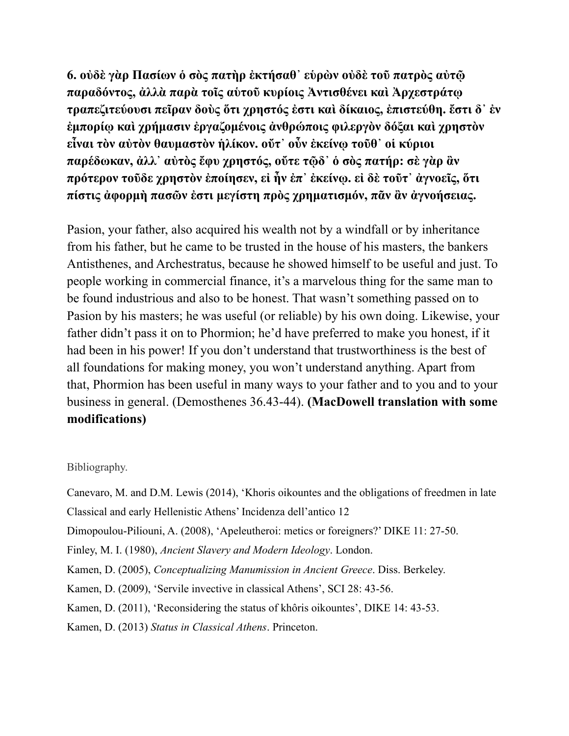**6. οὐδὲ γὰρ Πασίων ὁ σὸς πατὴρ ἐκτήσαθ᾽ εὑρὼν οὐδὲ τοῦ πατρὸς αὐτῷ παραδόντος, ἀλλὰ παρὰ τοῖς αὑτοῦ κυρίοις Ἀντισθένει καὶ Ἀρχεστράτῳ τραπεζιτεύουσι πεῖραν δοὺς ὅτι χρηστός ἐστι καὶ δίκαιος, ἐπιστεύθη. ἔστι δ᾽ ἐν ἐμπορίῳ καὶ χρήμασιν ἐργαζομένοις ἀνθρώποις φιλεργὸν δόξαι καὶ χρηστὸν εἶναι τὸν αὐτὸν θαυμαστὸν ἡλίκον. οὔτ᾽ οὖν ἐκείνῳ τοῦθ᾽ οἱ κύριοι παρέδωκαν, ἀλλ᾽ αὐτὸς ἔφυ χρηστός, οὔτε τῷδ᾽ ὁ σὸς πατήρ: σὲ γὰρ ἂν πρότερον τοῦδε χρηστὸν ἐποίησεν, εἰ ἦν ἐπ᾽ ἐκείνῳ. εἰ δὲ τοῦτ᾽ ἀγνοεῖς, ὅτι πίστις ἀφορμὴ πασῶν ἐστι μεγίστη πρὸς χρηματισμόν, πᾶν ἂν ἀγνοήσειας.**

Pasion, your father, also acquired his wealth not by a windfall or by inheritance from his father, but he came to be trusted in the house of his masters, the bankers Antisthenes, and Archestratus, because he showed himself to be useful and just. To people working in commercial finance, it's a marvelous thing for the same man to be found industrious and also to be honest. That wasn't something passed on to Pasion by his masters; he was useful (or reliable) by his own doing. Likewise, your father didn't pass it on to Phormion; he'd have preferred to make you honest, if it had been in his power! If you don't understand that trustworthiness is the best of all foundations for making money, you won't understand anything. Apart from that, Phormion has been useful in many ways to your father and to you and to your business in general. (Demosthenes 36.43-44). **(MacDowell translation with some modifications)**

Bibliography.

Canevaro, M. and D.M. Lewis (2014), 'Khoris oikountes and the obligations of freedmen in late Classical and early Hellenistic Athens' Incidenza dell'antico 12

Dimopoulou-Piliouni, A. (2008), 'Apeleutheroi: metics or foreigners?' DIKE 11: 27-50.

Finley, M. I. (1980), *Ancient Slavery and Modern Ideology*. London.

Kamen, D. (2005), *Conceptualizing Manumission in Ancient Greece*. Diss. Berkeley.

Kamen, D. (2009), 'Servile invective in classical Athens', SCI 28: 43-56.

Kamen, D. (2011), 'Reconsidering the status of khôris oikountes', DIKE 14: 43-53.

Kamen, D. (2013) *Status in Classical Athens*. Princeton.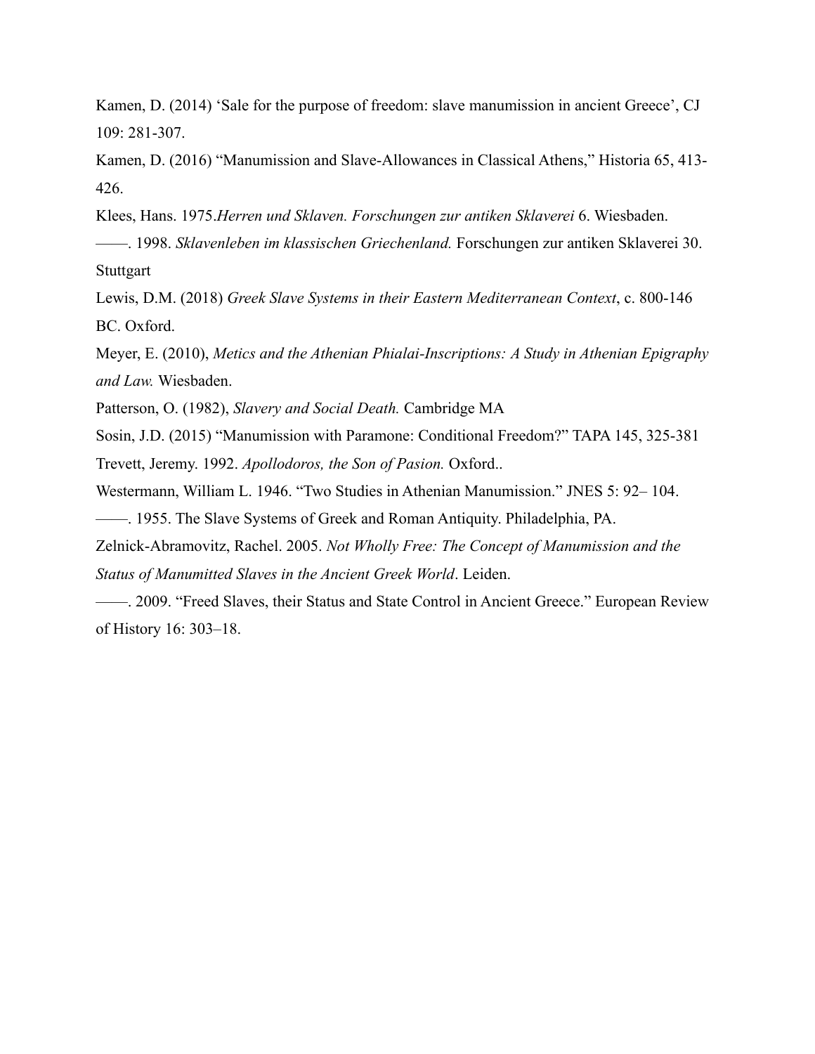Kamen, D. (2014) ‘Sale for the purpose of freedom: slave manumission in ancient Greece’, CJ 109: 281-307.

Kamen, D. (2016) “Manumission and Slave-Allowances in Classical Athens,” Historia 65, 413-426.

Klees, Hans. 1975.*Herren und Sklaven. Forschungen zur antiken Sklaverei* 6. Wiesbaden.

——. 1998. *Sklavenleben im klassischen Griechenland.* Forschungen zur antiken Sklaverei 30. Stuttgart

Lewis, D.M. (2018) *Greek Slave Systems in their Eastern Mediterranean Context*, c. 800-146 BC. Oxford.

Meyer, E. (2010), *Metics and the Athenian Phialai-Inscriptions: A Study in Athenian Epigraphy and Law.* Wiesbaden.

Patterson, O. (1982), *Slavery and Social Death.* Cambridge MA

Sosin, J.D. (2015) “Manumission with Paramone: Conditional Freedom?” TAPA 145, 325-381

Trevett, Jeremy. 1992. *Apollodoros, the Son of Pasion.* Oxford..

Westermann, William L. 1946. “Two Studies in Athenian Manumission.” JNES 5: 92– 104.

——. 1955. The Slave Systems of Greek and Roman Antiquity. Philadelphia, PA.

Zelnick-Abramovitz, Rachel. 2005. *Not Wholly Free: The Concept of Manumission and the Status of Manumitted Slaves in the Ancient Greek World*. Leiden.

——. 2009. “Freed Slaves, their Status and State Control in Ancient Greece.” European Review of History 16: 303–18.